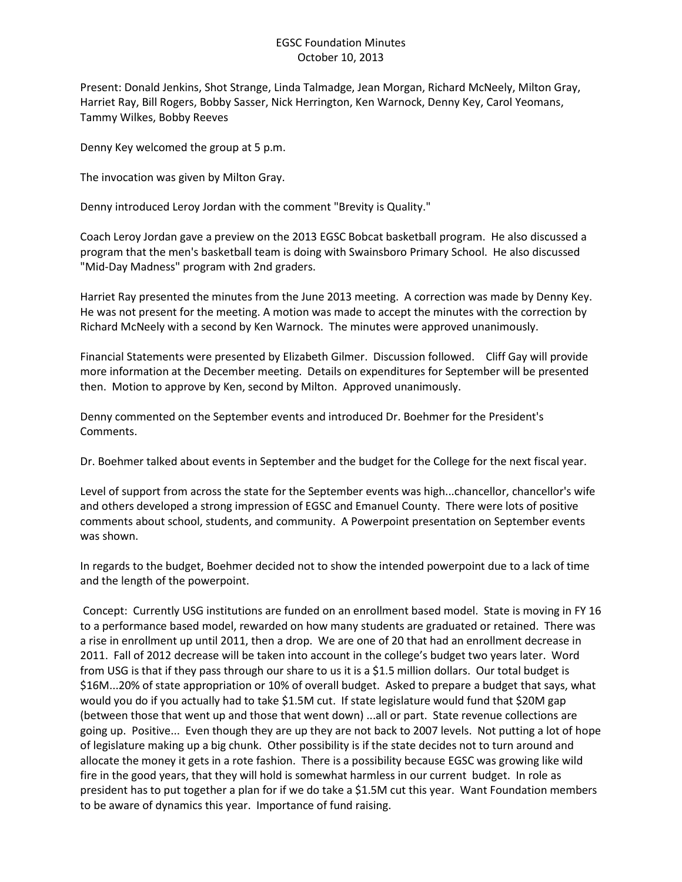# EGSC Foundation Minutes
## October 10, 2013

Present: Donald Jenkins, Shot Strange, Linda Talmadge, Jean Morgan, Richard McNeely, Milton Gray, Harriet Ray, Bill Rogers, Bobby Sasser, Nick Herrington, Ken Warnock, Denny Key, Carol Yeomans, Tammy Wilkes, Bobby Reeves

Denny Key welcomed the group at 5 p.m.

The invocation was given by Milton Gray.

Denny introduced Leroy Jordan with the comment "Brevity is Quality."

Coach Leroy Jordan gave a preview on the 2013 EGSC Bobcat basketball program. He also discussed a program that the men's basketball team is doing with Swainsboro Primary School. He also discussed "Mid-Day Madness" program with 2nd graders.

Harriet Ray presented the minutes from the June 2013 meeting. A correction was made by Denny Key. He was not present for the meeting. A motion was made to accept the minutes with the correction by Richard McNeely with a second by Ken Warnock. The minutes were approved unanimously.

Financial Statements were presented by Elizabeth Gilmer. Discussion followed. Cliff Gay will provide more information at the December meeting. Details on expenditures for September will be presented then. Motion to approve by Ken, second by Milton. Approved unanimously.

Denny commented on the September events and introduced Dr. Boehmer for the President's Comments.

Dr. Boehmer talked about events in September and the budget for the College for the next fiscal year.

Level of support from across the state for the September events was high...chancellor, chancellor's wife and others developed a strong impression of EGSC and Emanuel County. There were lots of positive comments about school, students, and community. A Powerpoint presentation on September events was shown.

In regards to the budget, Boehmer decided not to show the intended powerpoint due to a lack of time and the length of the powerpoint.

Concept: Currently USG institutions are funded on an enrollment based model. State is moving in FY 16 to a performance based model, rewarded on how many students are graduated or retained. There was a rise in enrollment up until 2011, then a drop. We are one of 20 that had an enrollment decrease in 2011. Fall of 2012 decrease will be taken into account in the college's budget two years later. Word from USG is that if they pass through our share to us it is a $1.5 million dollars. Our total budget is $16M...20% of state appropriation or 10% of overall budget. Asked to prepare a budget that says, what would you do if you actually had to take $1.5M cut. If state legislature would fund that $20M gap (between those that went up and those that went down) ...all or part. State revenue collections are going up. Positive... Even though they are up they are not back to 2007 levels. Not putting a lot of hope of legislature making up a big chunk. Other possibility is if the state decides not to turn around and allocate the money it gets in a rote fashion. There is a possibility because EGSC was growing like wild fire in the good years, that they will hold is somewhat harmless in our current budget. In role as president has to put together a plan for if we do take a $1.5M cut this year. Want Foundation members to be aware of dynamics this year. Importance of fund raising.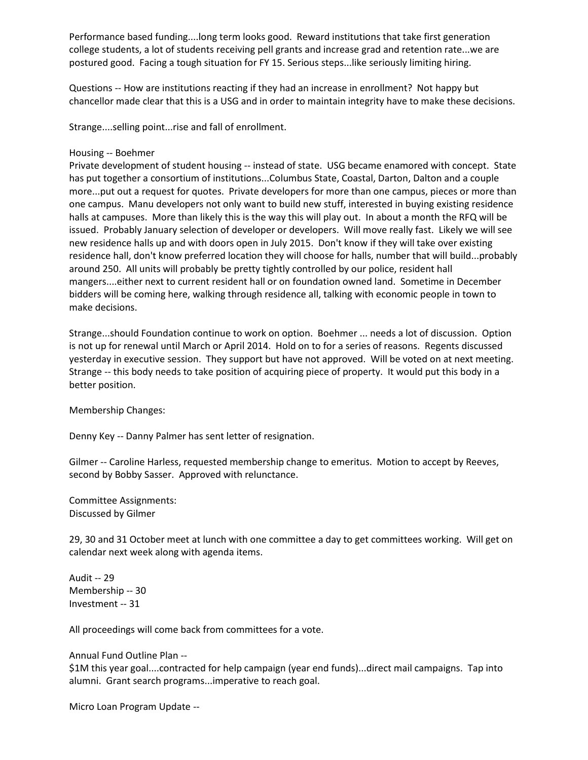Performance based funding....long term looks good. Reward institutions that take first generation college students, a lot of students receiving pell grants and increase grad and retention rate...we are postured good. Facing a tough situation for FY 15. Serious steps...like seriously limiting hiring.

Questions -- How are institutions reacting if they had an increase in enrollment? Not happy but chancellor made clear that this is a USG and in order to maintain integrity have to make these decisions.

Strange....selling point...rise and fall of enrollment.

Housing -- Boehmer
Private development of student housing -- instead of state. USG became enamored with concept. State has put together a consortium of institutions...Columbus State, Coastal, Darton, Dalton and a couple more...put out a request for quotes. Private developers for more than one campus, pieces or more than one campus. Manu developers not only want to build new stuff, interested in buying existing residence halls at campuses. More than likely this is the way this will play out. In about a month the RFQ will be issued. Probably January selection of developer or developers. Will move really fast. Likely we will see new residence halls up and with doors open in July 2015. Don't know if they will take over existing residence hall, don't know preferred location they will choose for halls, number that will build...probably around 250. All units will probably be pretty tightly controlled by our police, resident hall mangers....either next to current resident hall or on foundation owned land. Sometime in December bidders will be coming here, walking through residence all, talking with economic people in town to make decisions.

Strange...should Foundation continue to work on option. Boehmer ... needs a lot of discussion. Option is not up for renewal until March or April 2014. Hold on to for a series of reasons. Regents discussed yesterday in executive session. They support but have not approved. Will be voted on at next meeting. Strange -- this body needs to take position of acquiring piece of property. It would put this body in a better position.

Membership Changes:

Denny Key -- Danny Palmer has sent letter of resignation.

Gilmer -- Caroline Harless, requested membership change to emeritus. Motion to accept by Reeves, second by Bobby Sasser. Approved with relunctance.

Committee Assignments:
Discussed by Gilmer

29, 30 and 31 October meet at lunch with one committee a day to get committees working. Will get on calendar next week along with agenda items.

Audit -- 29
Membership -- 30
Investment -- 31

All proceedings will come back from committees for a vote.

Annual Fund Outline Plan --
$1M this year goal....contracted for help campaign (year end funds)...direct mail campaigns. Tap into alumni. Grant search programs...imperative to reach goal.

Micro Loan Program Update --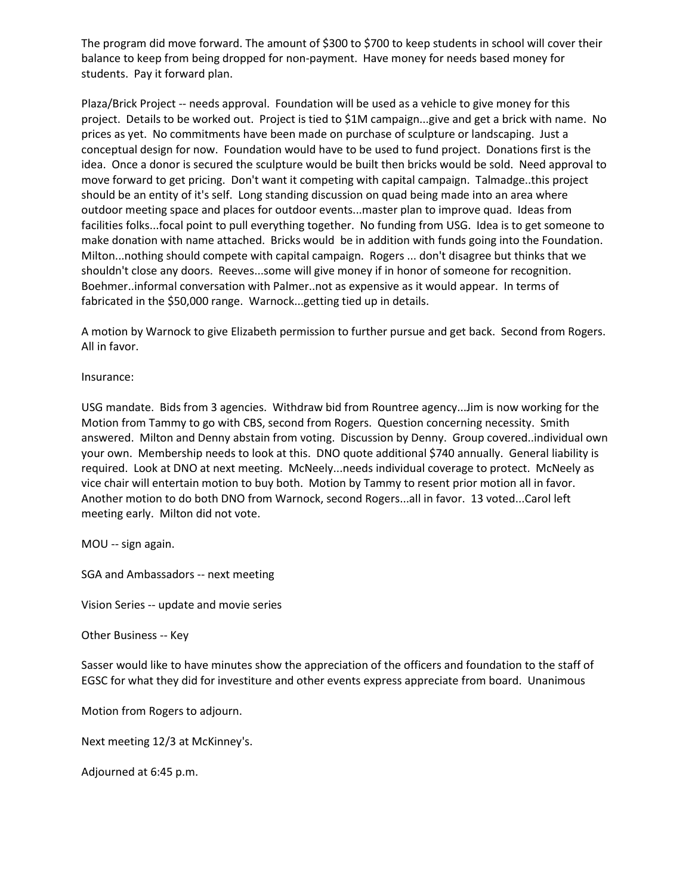The program did move forward. The amount of $300 to $700 to keep students in school will cover their balance to keep from being dropped for non-payment. Have money for needs based money for students. Pay it forward plan.

Plaza/Brick Project -- needs approval. Foundation will be used as a vehicle to give money for this project. Details to be worked out. Project is tied to $1M campaign...give and get a brick with name. No prices as yet. No commitments have been made on purchase of sculpture or landscaping. Just a conceptual design for now. Foundation would have to be used to fund project. Donations first is the idea. Once a donor is secured the sculpture would be built then bricks would be sold. Need approval to move forward to get pricing. Don't want it competing with capital campaign. Talmadge..this project should be an entity of it's self. Long standing discussion on quad being made into an area where outdoor meeting space and places for outdoor events...master plan to improve quad. Ideas from facilities folks...focal point to pull everything together. No funding from USG. Idea is to get someone to make donation with name attached. Bricks would be in addition with funds going into the Foundation. Milton...nothing should compete with capital campaign. Rogers ... don't disagree but thinks that we shouldn't close any doors. Reeves...some will give money if in honor of someone for recognition. Boehmer..informal conversation with Palmer..not as expensive as it would appear. In terms of fabricated in the $50,000 range. Warnock...getting tied up in details.

A motion by Warnock to give Elizabeth permission to further pursue and get back. Second from Rogers. All in favor.

Insurance:

USG mandate. Bids from 3 agencies. Withdraw bid from Rountree agency...Jim is now working for the Motion from Tammy to go with CBS, second from Rogers. Question concerning necessity. Smith answered. Milton and Denny abstain from voting. Discussion by Denny. Group covered..individual own your own. Membership needs to look at this. DNO quote additional $740 annually. General liability is required. Look at DNO at next meeting. McNeely...needs individual coverage to protect. McNeely as vice chair will entertain motion to buy both. Motion by Tammy to resent prior motion all in favor. Another motion to do both DNO from Warnock, second Rogers...all in favor. 13 voted...Carol left meeting early. Milton did not vote.

MOU -- sign again.

SGA and Ambassadors -- next meeting

Vision Series -- update and movie series

Other Business -- Key

Sasser would like to have minutes show the appreciation of the officers and foundation to the staff of EGSC for what they did for investiture and other events express appreciate from board. Unanimous

Motion from Rogers to adjourn.

Next meeting 12/3 at McKinney's.

Adjourned at 6:45 p.m.